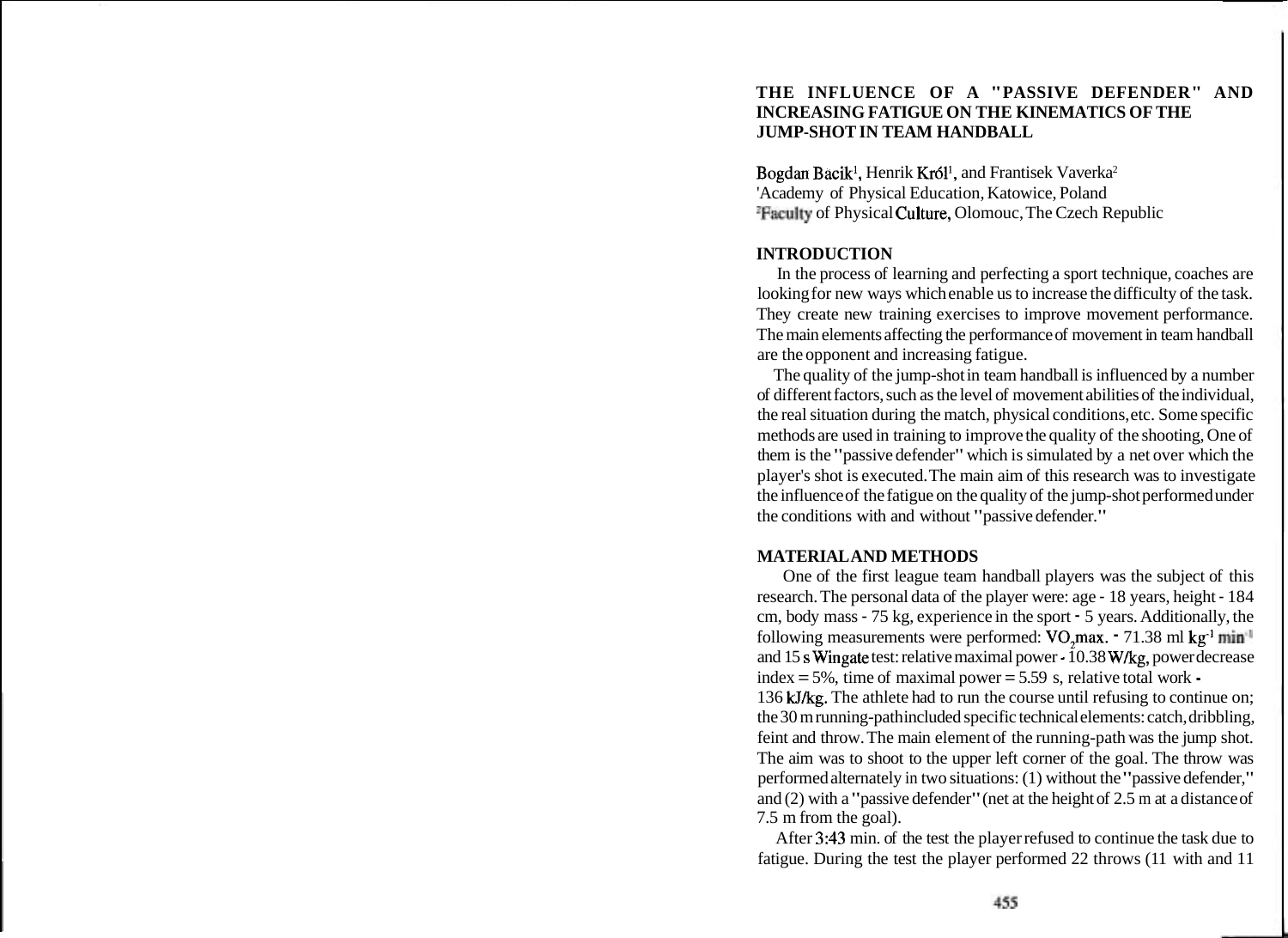# THE INFLUENCE OF A "PASSIVE DEFENDER" AND INCREASING FATIGUE ON THE KINEMATICS OF THE JUMP-SHOT IN TEAM HANDBALL

Bogdan Bacik[1], Henrik Król[1], and Frantisek Vaverka[2]
[1]Academy of Physical Education, Katowice, Poland
[2]Faculty of Physical Culture, Olomouc, The Czech Republic

## INTRODUCTION

In the process of learning and perfecting a sport technique, coaches are looking for new ways which enable us to increase the difficulty of the task. They create new training exercises to improve movement performance. The main elements affecting the performance of movement in team handball are the opponent and increasing fatigue.

The quality of the jump-shot in team handball is influenced by a number of different factors, such as the level of movement abilities of the individual, the real situation during the match, physical conditions, etc. Some specific methods are used in training to improve the quality of the shooting, One of them is the "passive defender" which is simulated by a net over which the player's shot is executed. The main aim of this research was to investigate the influence of the fatigue on the quality of the jump-shot performed under the conditions with and without "passive defender."

## MATERIAL AND METHODS

One of the first league team handball players was the subject of this research. The personal data of the player were: age - 18 years, height - 184 cm, body mass - 75 kg, experience in the sport - 5 years. Additionally, the following measurements were performed: $VO_2max.$ - 71.38 ml $kg^{-1}$ $min^{-1}$ and 15 s Wingate test: relative maximal power - 10.38 W/kg, power decrease index = 5%, time of maximal power = 5.59 s, relative total work - 136 kJ/kg. The athlete had to run the course until refusing to continue on; the 30 m running-path included specific technical elements: catch, dribbling, feint and throw. The main element of the running-path was the jump shot. The aim was to shoot to the upper left corner of the goal. The throw was performed alternately in two situations: (1) without the "passive defender," and (2) with a "passive defender" (net at the height of 2.5 m at a distance of 7.5 m from the goal).

After 3:43 min. of the test the player refused to continue the task due to fatigue. During the test the player performed 22 throws (11 with and 11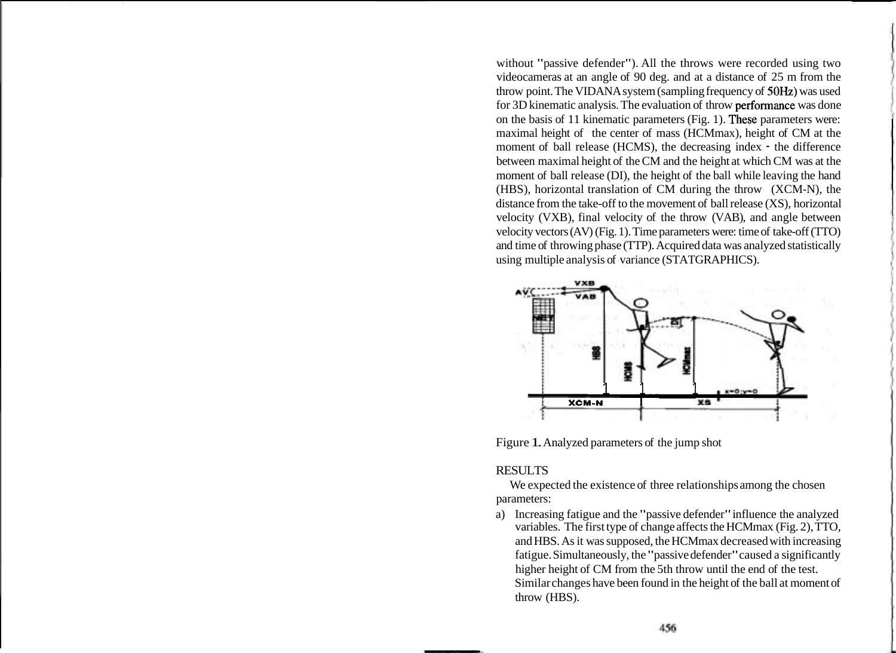without "passive defender"). All the throws were recorded using two videocameras at an angle of 90 deg. and at a distance of 25 m from the throw point. The VIDANA system (sampling frequency of 50Hz) was used for 3D kinematic analysis. The evaluation of throw performance was done on the basis of 11 kinematic parameters (Fig. 1). These parameters were: maximal height of the center of mass (HCMmax), height of CM at the moment of ball release (HCMS), the decreasing index - the difference between maximal height of the CM and the height at which CM was at the moment of ball release (DI), the height of the ball while leaving the hand (HBS), horizontal translation of CM during the throw (XCM-N), the distance from the take-off to the movement of ball release (XS), horizontal velocity (VXB), final velocity of the throw (VAB), and angle between velocity vectors (AV) (Fig. 1). Time parameters were: time of take-off (TTO) and time of throwing phase (TTP). Acquired data was analyzed statistically using multiple analysis of variance (STATGRAPHICS).

Figure 1. Analyzed parameters of the jump shot

## RESULTS

We expected the existence of three relationships among the chosen parameters:

a) Increasing fatigue and the "passive defender" influence the analyzed variables. The first type of change affects the HCMmax (Fig. 2), TTO, and HBS. As it was supposed, the HCMmax decreased with increasing fatigue. Simultaneously, the "passive defender" caused a significantly higher height of CM from the 5th throw until the end of the test. Similar changes have been found in the height of the ball at moment of throw (HBS).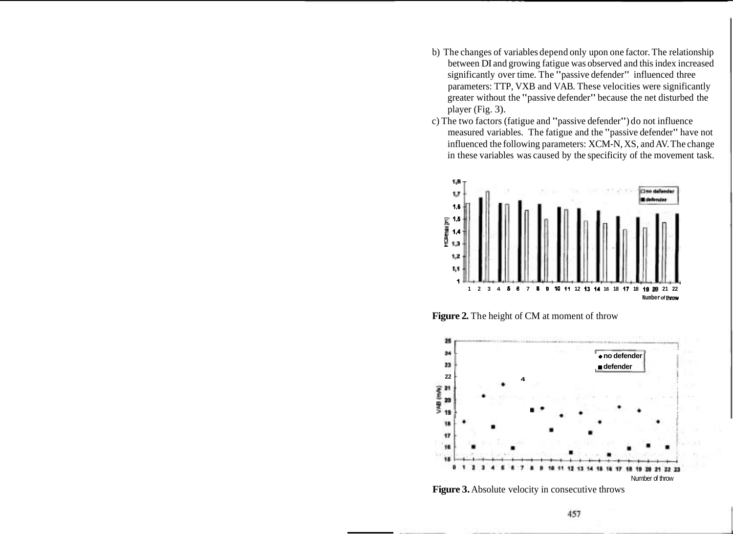b) The changes of variables depend only upon one factor. The relationship between DI and growing fatigue was observed and this index increased significantly over time. The "passive defender" influenced three parameters: TTP, VXB and VAB. These velocities were significantly greater without the "passive defender" because the net disturbed the player (Fig. 3).

c) The two factors (fatigue and "passive defender") do not influence measured variables. The fatigue and the "passive defender" have not influenced the following parameters: XCM-N, XS, and AV. The change in these variables was caused by the specificity of the movement task.

**Figure 2.** The height of CM at moment of throw

**Figure 3.** Absolute velocity in consecutive throws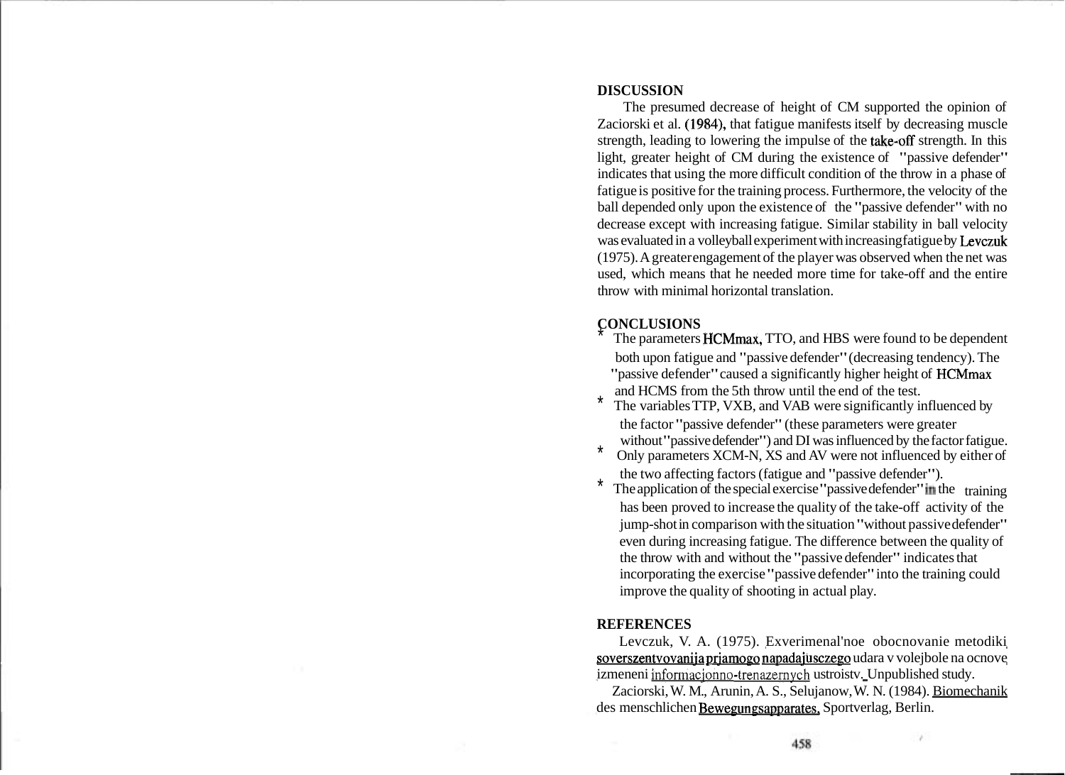**DISCUSSION**

The presumed decrease of height of CM supported the opinion of Zaciorski et al. (1984), that fatigue manifests itself by decreasing muscle strength, leading to lowering the impulse of the take-off strength. In this light, greater height of CM during the existence of "passive defender" indicates that using the more difficult condition of the throw in a phase of fatigue is positive for the training process. Furthermore, the velocity of the ball depended only upon the existence of the "passive defender" with no decrease except with increasing fatigue. Similar stability in ball velocity was evaluated in a volleyball experiment with increasing fatigue by Levczuk (1975). A greater engagement of the player was observed when the net was used, which means that he needed more time for take-off and the entire throw with minimal horizontal translation.

**CONCLUSIONS**

* The parameters HCMmax, TTO, and HBS were found to be dependent both upon fatigue and "passive defender" (decreasing tendency). The "passive defender" caused a significantly higher height of HCMmax and HCMS from the 5th throw until the end of the test.
* The variables TTP, VXB, and VAB were significantly influenced by the factor "passive defender" (these parameters were greater without "passive defender") and DI was influenced by the factor fatigue.
* Only parameters XCM-N, XS and AV were not influenced by either of the two affecting factors (fatigue and "passive defender").
* The application of the special exercise "passive defender" in the training has been proved to increase the quality of the take-off activity of the jump-shot in comparison with the situation "without passive defender" even during increasing fatigue. The difference between the quality of the throw with and without the "passive defender" indicates that incorporating the exercise "passive defender" into the training could improve the quality of shooting in actual play.

**REFERENCES**

Levczuk, V. A. (1975). Exverimenal'noe obocnovanie metodiki soverszentvovanija prjamogo napadajusczego udara v volejbole na ocnove izmeneni informacjonno-trenazernych ustroistv. Unpublished study.

Zaciorski, W. M., Arunin, A. S., Selujanow, W. N. (1984). Biomechanik des menschlichen Bewegungsapparates, Sportverlag, Berlin.